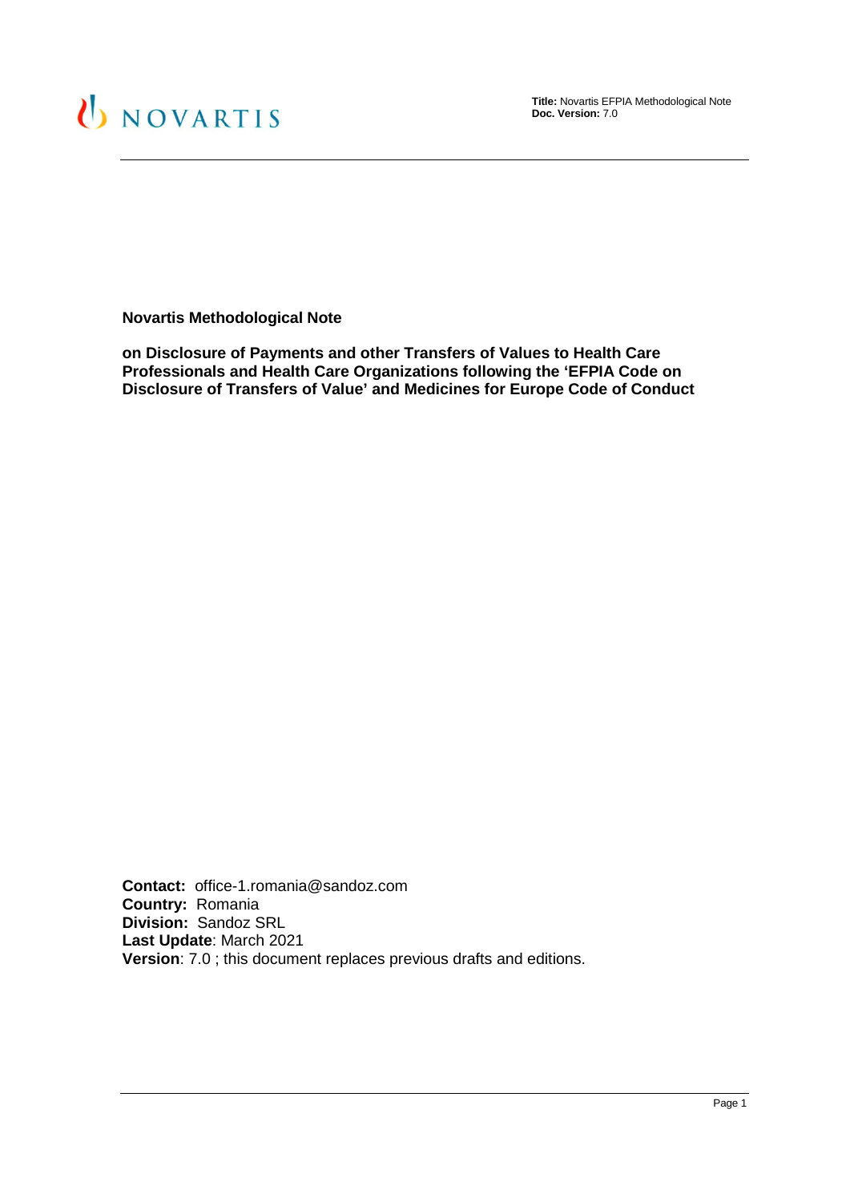# Novartis Methodological Note

## on Disclosure of Payments and other Transfers of Values to Health Care Professionals and Health Care Organizations following the 'EFPIA Code on Disclosure of Transfers of Value' and Medicines for Europe Code of Conduct

**Contact:** office-1.romania@sandoz.com
**Country:** Romania
**Division:** Sandoz SRL
**Last Update**: March 2021
**Version**: 7.0 ; this document replaces previous drafts and editions.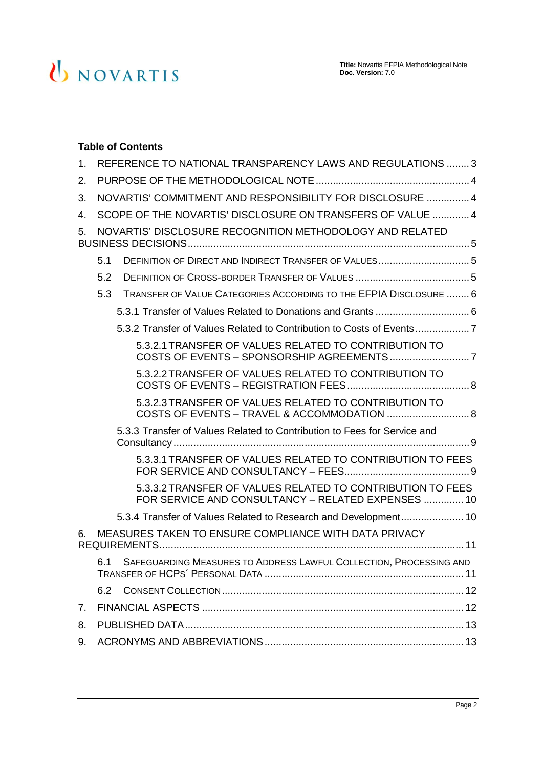**Table of Contents**

1. REFERENCE TO NATIONAL TRANSPARENCY LAWS AND REGULATIONS ........ 3
2. PURPOSE OF THE METHODOLOGICAL NOTE ........ 4
3. NOVARTIS' COMMITMENT AND RESPONSIBILITY FOR DISCLOSURE ........ 4
4. SCOPE OF THE NOVARTIS' DISCLOSURE ON TRANSFERS OF VALUE ........ 4
5. NOVARTIS' DISCLOSURE RECOGNITION METHODOLOGY AND RELATED BUSINESS DECISIONS ........ 5
   - 5.1 DEFINITION OF DIRECT AND INDIRECT TRANSFER OF VALUES ........ 5
   - 5.2 DEFINITION OF CROSS-BORDER TRANSFER OF VALUES ........ 5
   - 5.3 TRANSFER OF VALUE CATEGORIES ACCORDING TO THE EFPIA DISCLOSURE ........ 6
     - 5.3.1 Transfer of Values Related to Donations and Grants ........ 6
     - 5.3.2 Transfer of Values Related to Contribution to Costs of Events ........ 7
       - 5.3.2.1 TRANSFER OF VALUES RELATED TO CONTRIBUTION TO COSTS OF EVENTS – SPONSORSHIP AGREEMENTS ........ 7
       - 5.3.2.2 TRANSFER OF VALUES RELATED TO CONTRIBUTION TO COSTS OF EVENTS – REGISTRATION FEES ........ 8
       - 5.3.2.3 TRANSFER OF VALUES RELATED TO CONTRIBUTION TO COSTS OF EVENTS – TRAVEL & ACCOMMODATION ........ 8
     - 5.3.3 Transfer of Values Related to Contribution to Fees for Service and Consultancy ........ 9
       - 5.3.3.1 TRANSFER OF VALUES RELATED TO CONTRIBUTION TO FEES FOR SERVICE AND CONSULTANCY – FEES ........ 9
       - 5.3.3.2 TRANSFER OF VALUES RELATED TO CONTRIBUTION TO FEES FOR SERVICE AND CONSULTANCY – RELATED EXPENSES ........ 10
     - 5.3.4 Transfer of Values Related to Research and Development ........ 10
6. MEASURES TAKEN TO ENSURE COMPLIANCE WITH DATA PRIVACY REQUIREMENTS ........ 11
   - 6.1 SAFEGUARDING MEASURES TO ADDRESS LAWFUL COLLECTION, PROCESSING AND TRANSFER OF HCPS´ PERSONAL DATA ........ 11
   - 6.2 CONSENT COLLECTION ........ 12
7. FINANCIAL ASPECTS ........ 12
8. PUBLISHED DATA ........ 13
9. ACRONYMS AND ABBREVIATIONS ........ 13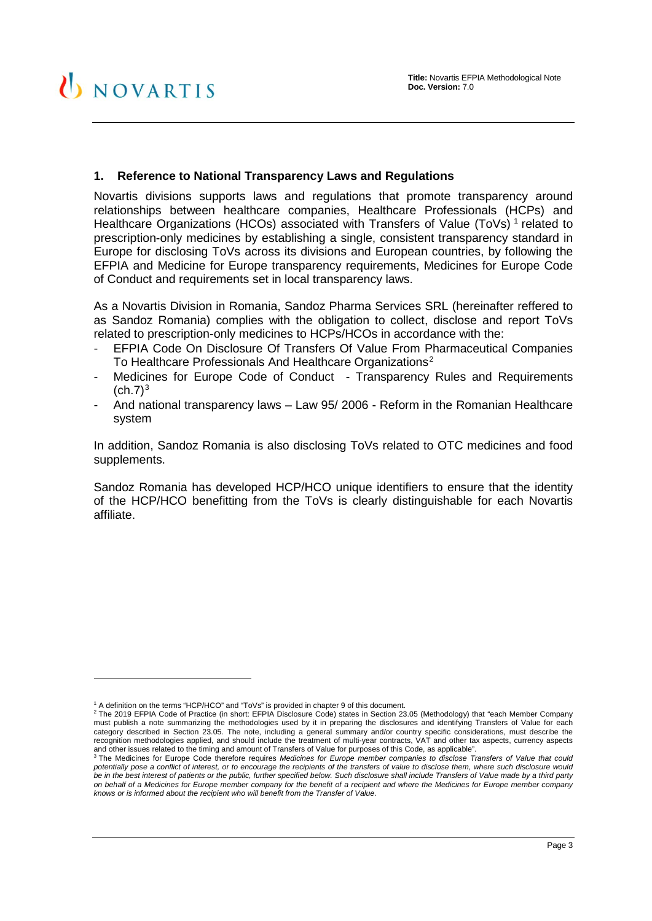## 1. Reference to National Transparency Laws and Regulations

Novartis divisions supports laws and regulations that promote transparency around relationships between healthcare companies, Healthcare Professionals (HCPs) and Healthcare Organizations (HCOs) associated with Transfers of Value (ToVs) [1] related to prescription-only medicines by establishing a single, consistent transparency standard in Europe for disclosing ToVs across its divisions and European countries, by following the EFPIA and Medicine for Europe transparency requirements, Medicines for Europe Code of Conduct and requirements set in local transparency laws.

As a Novartis Division in Romania, Sandoz Pharma Services SRL (hereinafter reffered to as Sandoz Romania) complies with the obligation to collect, disclose and report ToVs related to prescription-only medicines to HCPs/HCOs in accordance with the:

- EFPIA Code On Disclosure Of Transfers Of Value From Pharmaceutical Companies To Healthcare Professionals And Healthcare Organizations[2]
- Medicines for Europe Code of Conduct - Transparency Rules and Requirements (ch.7)[3]
- And national transparency laws – Law 95/ 2006 - Reform in the Romanian Healthcare system

In addition, Sandoz Romania is also disclosing ToVs related to OTC medicines and food supplements.

Sandoz Romania has developed HCP/HCO unique identifiers to ensure that the identity of the HCP/HCO benefitting from the ToVs is clearly distinguishable for each Novartis affiliate.

---

[1] A definition on the terms "HCP/HCO" and "ToVs" is provided in chapter 9 of this document.

[2] The 2019 EFPIA Code of Practice (in short: EFPIA Disclosure Code) states in Section 23.05 (Methodology) that "each Member Company must publish a note summarizing the methodologies used by it in preparing the disclosures and identifying Transfers of Value for each category described in Section 23.05. The note, including a general summary and/or country specific considerations, must describe the recognition methodologies applied, and should include the treatment of multi-year contracts, VAT and other tax aspects, currency aspects and other issues related to the timing and amount of Transfers of Value for purposes of this Code, as applicable".

[3] The Medicines for Europe Code therefore requires *Medicines for Europe member companies to disclose Transfers of Value that could potentially pose a conflict of interest, or to encourage the recipients of the transfers of value to disclose them, where such disclosure would be in the best interest of patients or the public, further specified below. Such disclosure shall include Transfers of Value made by a third party on behalf of a Medicines for Europe member company for the benefit of a recipient and where the Medicines for Europe member company knows or is informed about the recipient who will benefit from the Transfer of Value.*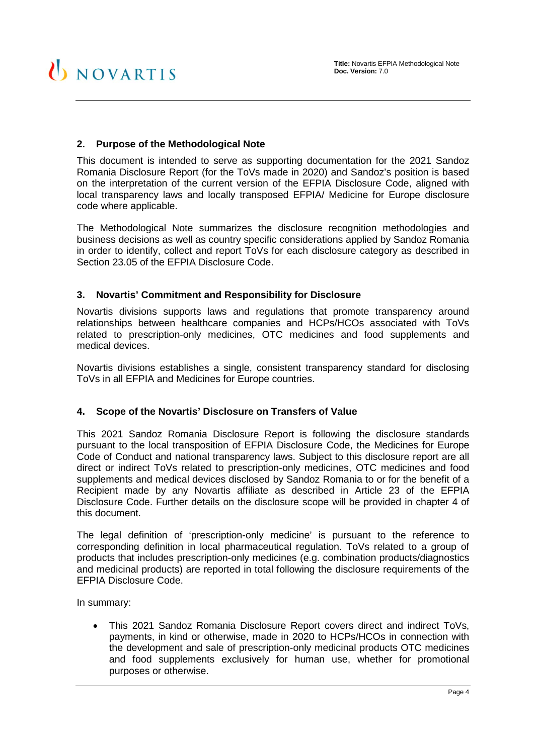## 2. Purpose of the Methodological Note

This document is intended to serve as supporting documentation for the 2021 Sandoz Romania Disclosure Report (for the ToVs made in 2020) and Sandoz's position is based on the interpretation of the current version of the EFPIA Disclosure Code, aligned with local transparency laws and locally transposed EFPIA/ Medicine for Europe disclosure code where applicable.

The Methodological Note summarizes the disclosure recognition methodologies and business decisions as well as country specific considerations applied by Sandoz Romania in order to identify, collect and report ToVs for each disclosure category as described in Section 23.05 of the EFPIA Disclosure Code.

## 3. Novartis' Commitment and Responsibility for Disclosure

Novartis divisions supports laws and regulations that promote transparency around relationships between healthcare companies and HCPs/HCOs associated with ToVs related to prescription-only medicines, OTC medicines and food supplements and medical devices.

Novartis divisions establishes a single, consistent transparency standard for disclosing ToVs in all EFPIA and Medicines for Europe countries.

## 4. Scope of the Novartis' Disclosure on Transfers of Value

This 2021 Sandoz Romania Disclosure Report is following the disclosure standards pursuant to the local transposition of EFPIA Disclosure Code, the Medicines for Europe Code of Conduct and national transparency laws. Subject to this disclosure report are all direct or indirect ToVs related to prescription-only medicines, OTC medicines and food supplements and medical devices disclosed by Sandoz Romania to or for the benefit of a Recipient made by any Novartis affiliate as described in Article 23 of the EFPIA Disclosure Code. Further details on the disclosure scope will be provided in chapter 4 of this document.

The legal definition of 'prescription-only medicine' is pursuant to the reference to corresponding definition in local pharmaceutical regulation. ToVs related to a group of products that includes prescription-only medicines (e.g. combination products/diagnostics and medicinal products) are reported in total following the disclosure requirements of the EFPIA Disclosure Code.

In summary:

- This 2021 Sandoz Romania Disclosure Report covers direct and indirect ToVs, payments, in kind or otherwise, made in 2020 to HCPs/HCOs in connection with the development and sale of prescription-only medicinal products OTC medicines and food supplements exclusively for human use, whether for promotional purposes or otherwise.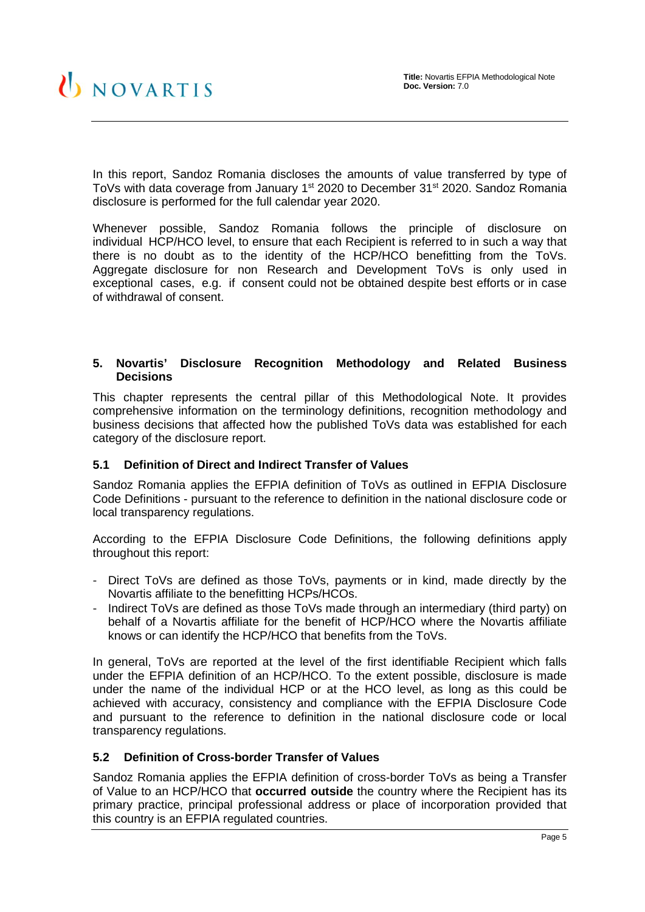In this report, Sandoz Romania discloses the amounts of value transferred by type of ToVs with data coverage from January 1st 2020 to December 31st 2020. Sandoz Romania disclosure is performed for the full calendar year 2020.

Whenever possible, Sandoz Romania follows the principle of disclosure on individual HCP/HCO level, to ensure that each Recipient is referred to in such a way that there is no doubt as to the identity of the HCP/HCO benefitting from the ToVs. Aggregate disclosure for non Research and Development ToVs is only used in exceptional cases, e.g. if consent could not be obtained despite best efforts or in case of withdrawal of consent.

## 5. Novartis' Disclosure Recognition Methodology and Related Business Decisions

This chapter represents the central pillar of this Methodological Note. It provides comprehensive information on the terminology definitions, recognition methodology and business decisions that affected how the published ToVs data was established for each category of the disclosure report.

### 5.1 Definition of Direct and Indirect Transfer of Values

Sandoz Romania applies the EFPIA definition of ToVs as outlined in EFPIA Disclosure Code Definitions - pursuant to the reference to definition in the national disclosure code or local transparency regulations.

According to the EFPIA Disclosure Code Definitions, the following definitions apply throughout this report:

- Direct ToVs are defined as those ToVs, payments or in kind, made directly by the Novartis affiliate to the benefitting HCPs/HCOs.
- Indirect ToVs are defined as those ToVs made through an intermediary (third party) on behalf of a Novartis affiliate for the benefit of HCP/HCO where the Novartis affiliate knows or can identify the HCP/HCO that benefits from the ToVs.

In general, ToVs are reported at the level of the first identifiable Recipient which falls under the EFPIA definition of an HCP/HCO. To the extent possible, disclosure is made under the name of the individual HCP or at the HCO level, as long as this could be achieved with accuracy, consistency and compliance with the EFPIA Disclosure Code and pursuant to the reference to definition in the national disclosure code or local transparency regulations.

### 5.2 Definition of Cross-border Transfer of Values

Sandoz Romania applies the EFPIA definition of cross-border ToVs as being a Transfer of Value to an HCP/HCO that **occurred outside** the country where the Recipient has its primary practice, principal professional address or place of incorporation provided that this country is an EFPIA regulated countries.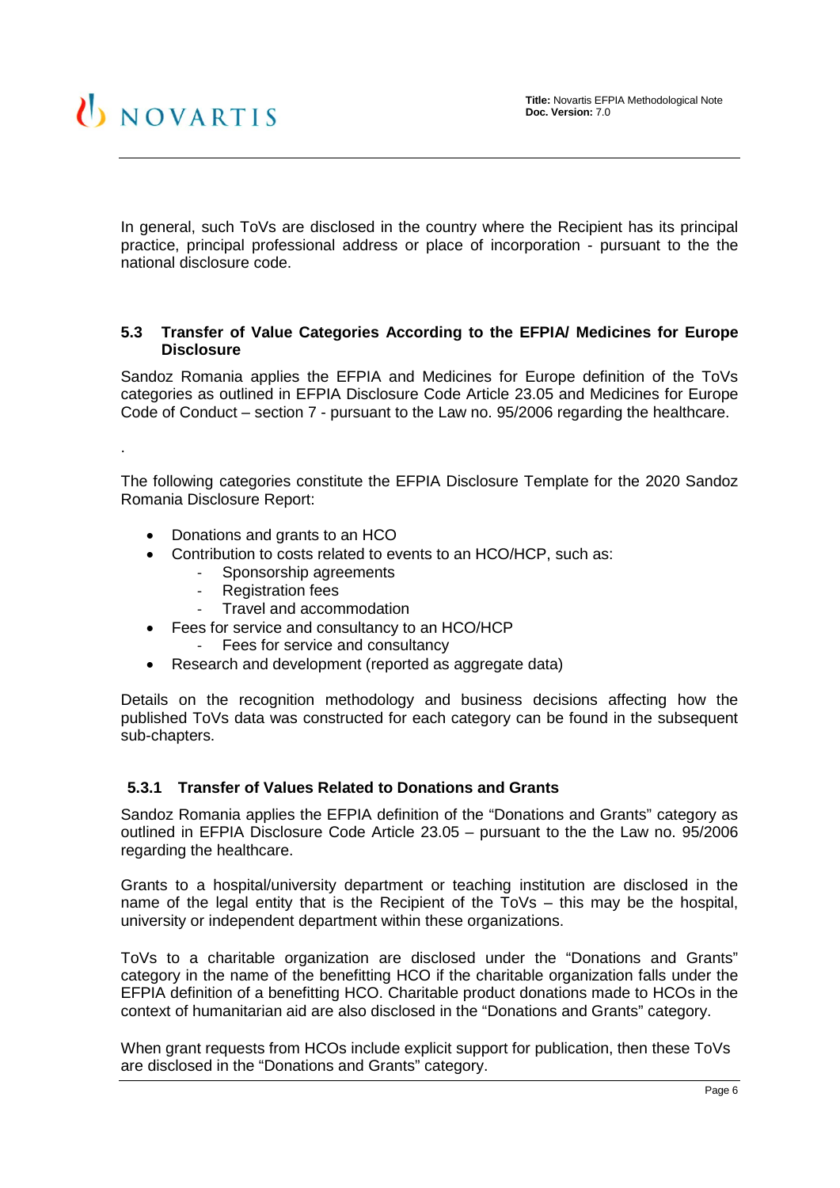In general, such ToVs are disclosed in the country where the Recipient has its principal practice, principal professional address or place of incorporation - pursuant to the the national disclosure code.

### 5.3 Transfer of Value Categories According to the EFPIA/ Medicines for Europe Disclosure

Sandoz Romania applies the EFPIA and Medicines for Europe definition of the ToVs categories as outlined in EFPIA Disclosure Code Article 23.05 and Medicines for Europe Code of Conduct – section 7 - pursuant to the Law no. 95/2006 regarding the healthcare.

.

The following categories constitute the EFPIA Disclosure Template for the 2020 Sandoz Romania Disclosure Report:

- Donations and grants to an HCO
- Contribution to costs related to events to an HCO/HCP, such as:
  - Sponsorship agreements
  - Registration fees
  - Travel and accommodation
- Fees for service and consultancy to an HCO/HCP
  - Fees for service and consultancy
- Research and development (reported as aggregate data)

Details on the recognition methodology and business decisions affecting how the published ToVs data was constructed for each category can be found in the subsequent sub-chapters.

#### 5.3.1 Transfer of Values Related to Donations and Grants

Sandoz Romania applies the EFPIA definition of the "Donations and Grants" category as outlined in EFPIA Disclosure Code Article 23.05 – pursuant to the the Law no. 95/2006 regarding the healthcare.

Grants to a hospital/university department or teaching institution are disclosed in the name of the legal entity that is the Recipient of the ToVs – this may be the hospital, university or independent department within these organizations.

ToVs to a charitable organization are disclosed under the "Donations and Grants" category in the name of the benefitting HCO if the charitable organization falls under the EFPIA definition of a benefitting HCO. Charitable product donations made to HCOs in the context of humanitarian aid are also disclosed in the "Donations and Grants" category.

When grant requests from HCOs include explicit support for publication, then these ToVs are disclosed in the "Donations and Grants" category.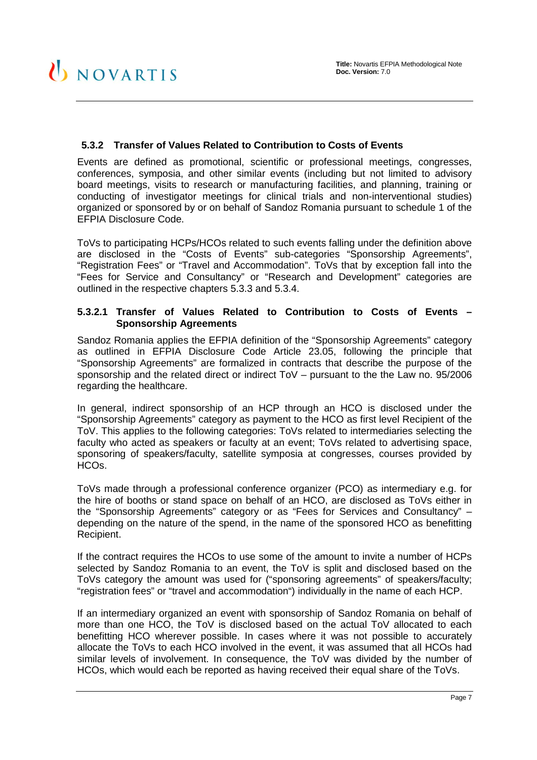### 5.3.2 Transfer of Values Related to Contribution to Costs of Events

Events are defined as promotional, scientific or professional meetings, congresses, conferences, symposia, and other similar events (including but not limited to advisory board meetings, visits to research or manufacturing facilities, and planning, training or conducting of investigator meetings for clinical trials and non-interventional studies) organized or sponsored by or on behalf of Sandoz Romania pursuant to schedule 1 of the EFPIA Disclosure Code.

ToVs to participating HCPs/HCOs related to such events falling under the definition above are disclosed in the "Costs of Events" sub-categories "Sponsorship Agreements", "Registration Fees" or "Travel and Accommodation". ToVs that by exception fall into the "Fees for Service and Consultancy" or "Research and Development" categories are outlined in the respective chapters 5.3.3 and 5.3.4.

#### 5.3.2.1 Transfer of Values Related to Contribution to Costs of Events – Sponsorship Agreements

Sandoz Romania applies the EFPIA definition of the "Sponsorship Agreements" category as outlined in EFPIA Disclosure Code Article 23.05, following the principle that "Sponsorship Agreements" are formalized in contracts that describe the purpose of the sponsorship and the related direct or indirect ToV – pursuant to the the Law no. 95/2006 regarding the healthcare.

In general, indirect sponsorship of an HCP through an HCO is disclosed under the "Sponsorship Agreements" category as payment to the HCO as first level Recipient of the ToV. This applies to the following categories: ToVs related to intermediaries selecting the faculty who acted as speakers or faculty at an event; ToVs related to advertising space, sponsoring of speakers/faculty, satellite symposia at congresses, courses provided by HCOs.

ToVs made through a professional conference organizer (PCO) as intermediary e.g. for the hire of booths or stand space on behalf of an HCO, are disclosed as ToVs either in the "Sponsorship Agreements" category or as "Fees for Services and Consultancy" – depending on the nature of the spend, in the name of the sponsored HCO as benefitting Recipient.

If the contract requires the HCOs to use some of the amount to invite a number of HCPs selected by Sandoz Romania to an event, the ToV is split and disclosed based on the ToVs category the amount was used for ("sponsoring agreements" of speakers/faculty; "registration fees" or "travel and accommodation") individually in the name of each HCP.

If an intermediary organized an event with sponsorship of Sandoz Romania on behalf of more than one HCO, the ToV is disclosed based on the actual ToV allocated to each benefitting HCO wherever possible. In cases where it was not possible to accurately allocate the ToVs to each HCO involved in the event, it was assumed that all HCOs had similar levels of involvement. In consequence, the ToV was divided by the number of HCOs, which would each be reported as having received their equal share of the ToVs.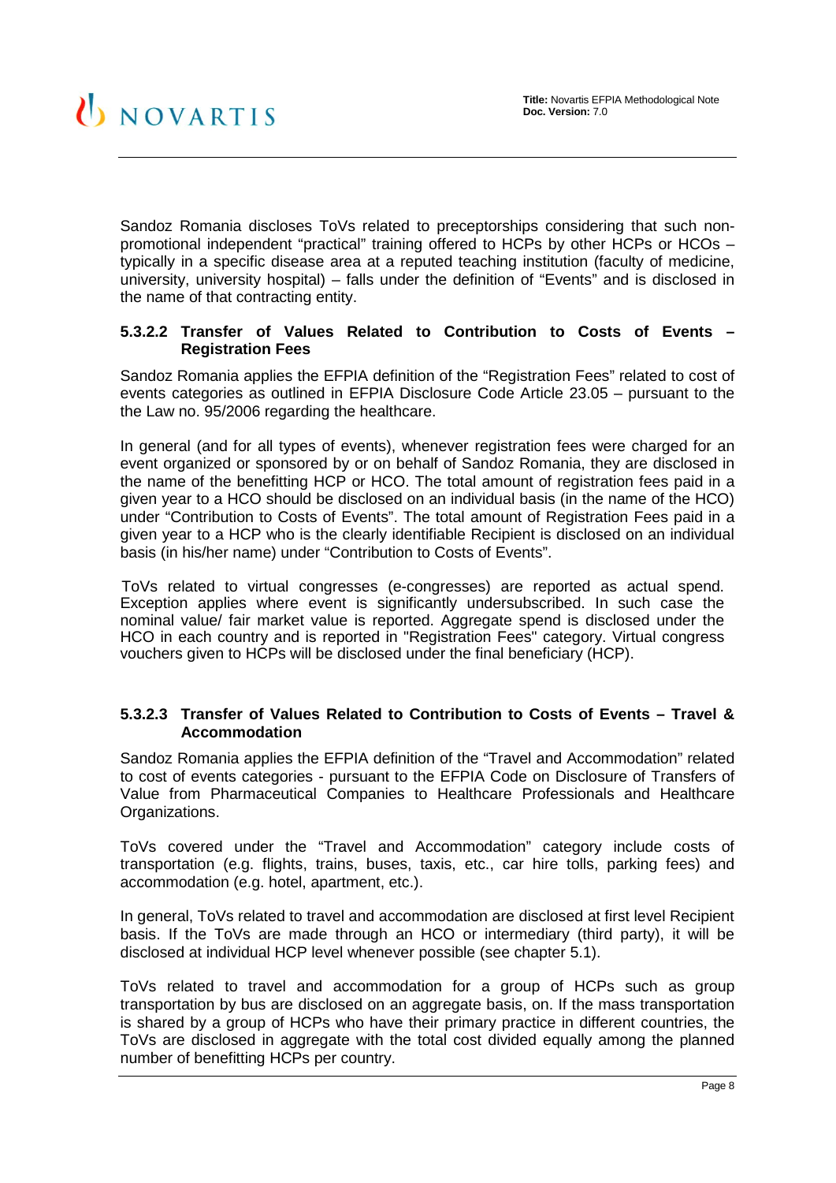Sandoz Romania discloses ToVs related to preceptorships considering that such non-promotional independent “practical” training offered to HCPs by other HCPs or HCOs – typically in a specific disease area at a reputed teaching institution (faculty of medicine, university, university hospital) – falls under the definition of “Events” and is disclosed in the name of that contracting entity.

#### 5.3.2.2 Transfer of Values Related to Contribution to Costs of Events – Registration Fees

Sandoz Romania applies the EFPIA definition of the “Registration Fees” related to cost of events categories as outlined in EFPIA Disclosure Code Article 23.05 – pursuant to the the Law no. 95/2006 regarding the healthcare.

In general (and for all types of events), whenever registration fees were charged for an event organized or sponsored by or on behalf of Sandoz Romania, they are disclosed in the name of the benefitting HCP or HCO. The total amount of registration fees paid in a given year to a HCO should be disclosed on an individual basis (in the name of the HCO) under “Contribution to Costs of Events”. The total amount of Registration Fees paid in a given year to a HCP who is the clearly identifiable Recipient is disclosed on an individual basis (in his/her name) under “Contribution to Costs of Events”.

ToVs related to virtual congresses (e-congresses) are reported as actual spend. Exception applies where event is significantly undersubscribed. In such case the nominal value/ fair market value is reported. Aggregate spend is disclosed under the HCO in each country and is reported in "Registration Fees" category. Virtual congress vouchers given to HCPs will be disclosed under the final beneficiary (HCP).

#### 5.3.2.3 Transfer of Values Related to Contribution to Costs of Events – Travel & Accommodation

Sandoz Romania applies the EFPIA definition of the “Travel and Accommodation” related to cost of events categories - pursuant to the EFPIA Code on Disclosure of Transfers of Value from Pharmaceutical Companies to Healthcare Professionals and Healthcare Organizations.

ToVs covered under the “Travel and Accommodation” category include costs of transportation (e.g. flights, trains, buses, taxis, etc., car hire tolls, parking fees) and accommodation (e.g. hotel, apartment, etc.).

In general, ToVs related to travel and accommodation are disclosed at first level Recipient basis. If the ToVs are made through an HCO or intermediary (third party), it will be disclosed at individual HCP level whenever possible (see chapter 5.1).

ToVs related to travel and accommodation for a group of HCPs such as group transportation by bus are disclosed on an aggregate basis, on. If the mass transportation is shared by a group of HCPs who have their primary practice in different countries, the ToVs are disclosed in aggregate with the total cost divided equally among the planned number of benefitting HCPs per country.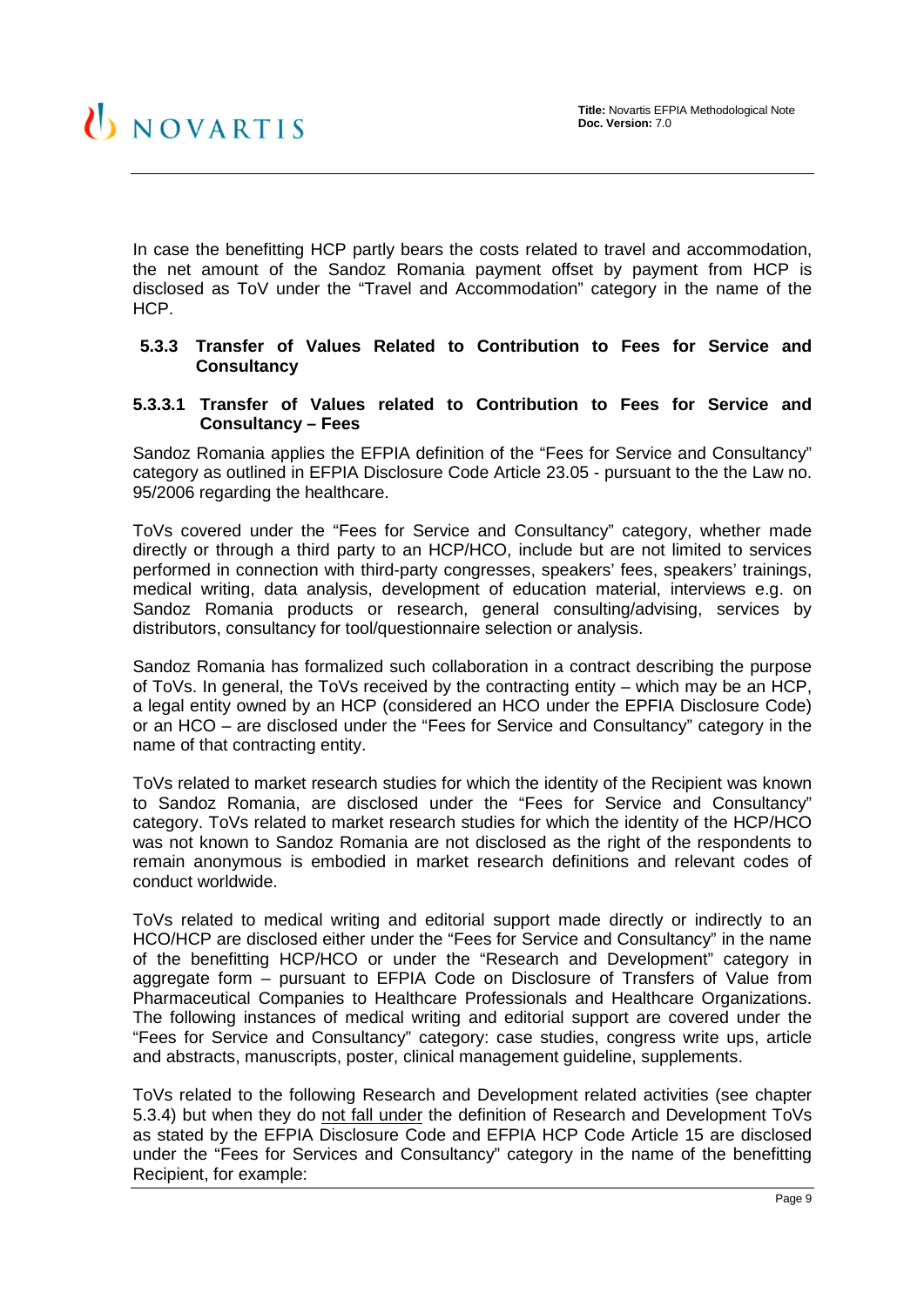In case the benefitting HCP partly bears the costs related to travel and accommodation, the net amount of the Sandoz Romania payment offset by payment from HCP is disclosed as ToV under the "Travel and Accommodation" category in the name of the HCP.

### 5.3.3 Transfer of Values Related to Contribution to Fees for Service and Consultancy

#### 5.3.3.1 Transfer of Values related to Contribution to Fees for Service and Consultancy – Fees

Sandoz Romania applies the EFPIA definition of the "Fees for Service and Consultancy" category as outlined in EFPIA Disclosure Code Article 23.05 - pursuant to the the Law no. 95/2006 regarding the healthcare.

ToVs covered under the "Fees for Service and Consultancy" category, whether made directly or through a third party to an HCP/HCO, include but are not limited to services performed in connection with third-party congresses, speakers' fees, speakers' trainings, medical writing, data analysis, development of education material, interviews e.g. on Sandoz Romania products or research, general consulting/advising, services by distributors, consultancy for tool/questionnaire selection or analysis.

Sandoz Romania has formalized such collaboration in a contract describing the purpose of ToVs. In general, the ToVs received by the contracting entity – which may be an HCP, a legal entity owned by an HCP (considered an HCO under the EPFIA Disclosure Code) or an HCO – are disclosed under the "Fees for Service and Consultancy" category in the name of that contracting entity.

ToVs related to market research studies for which the identity of the Recipient was known to Sandoz Romania, are disclosed under the "Fees for Service and Consultancy" category. ToVs related to market research studies for which the identity of the HCP/HCO was not known to Sandoz Romania are not disclosed as the right of the respondents to remain anonymous is embodied in market research definitions and relevant codes of conduct worldwide.

ToVs related to medical writing and editorial support made directly or indirectly to an HCO/HCP are disclosed either under the "Fees for Service and Consultancy" in the name of the benefitting HCP/HCO or under the "Research and Development" category in aggregate form – pursuant to EFPIA Code on Disclosure of Transfers of Value from Pharmaceutical Companies to Healthcare Professionals and Healthcare Organizations. The following instances of medical writing and editorial support are covered under the "Fees for Service and Consultancy" category: case studies, congress write ups, article and abstracts, manuscripts, poster, clinical management guideline, supplements.

ToVs related to the following Research and Development related activities (see chapter 5.3.4) but when they do not fall under the definition of Research and Development ToVs as stated by the EFPIA Disclosure Code and EFPIA HCP Code Article 15 are disclosed under the "Fees for Services and Consultancy" category in the name of the benefitting Recipient, for example: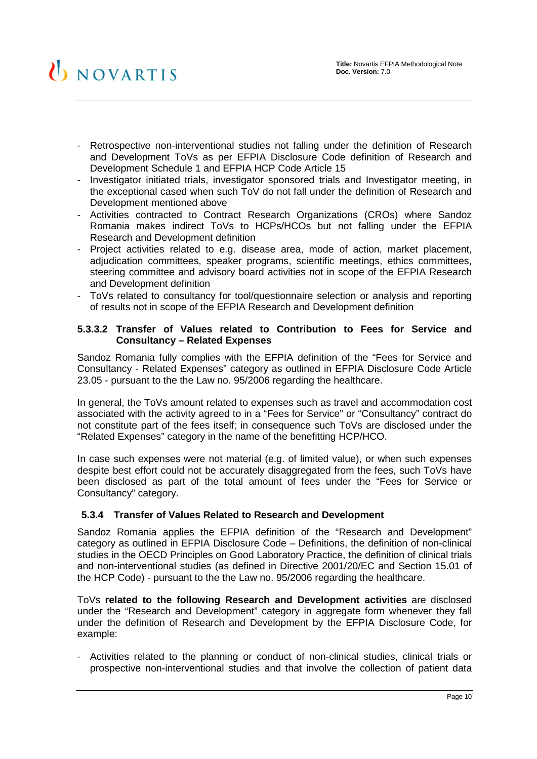- Retrospective non-interventional studies not falling under the definition of Research and Development ToVs as per EFPIA Disclosure Code definition of Research and Development Schedule 1 and EFPIA HCP Code Article 15
- Investigator initiated trials, investigator sponsored trials and Investigator meeting, in the exceptional cased when such ToV do not fall under the definition of Research and Development mentioned above
- Activities contracted to Contract Research Organizations (CROs) where Sandoz Romania makes indirect ToVs to HCPs/HCOs but not falling under the EFPIA Research and Development definition
- Project activities related to e.g. disease area, mode of action, market placement, adjudication committees, speaker programs, scientific meetings, ethics committees, steering committee and advisory board activities not in scope of the EFPIA Research and Development definition
- ToVs related to consultancy for tool/questionnaire selection or analysis and reporting of results not in scope of the EFPIA Research and Development definition

#### 5.3.3.2 Transfer of Values related to Contribution to Fees for Service and Consultancy – Related Expenses

Sandoz Romania fully complies with the EFPIA definition of the "Fees for Service and Consultancy - Related Expenses" category as outlined in EFPIA Disclosure Code Article 23.05 - pursuant to the the Law no. 95/2006 regarding the healthcare.

In general, the ToVs amount related to expenses such as travel and accommodation cost associated with the activity agreed to in a "Fees for Service" or "Consultancy" contract do not constitute part of the fees itself; in consequence such ToVs are disclosed under the "Related Expenses" category in the name of the benefitting HCP/HCO.

In case such expenses were not material (e.g. of limited value), or when such expenses despite best effort could not be accurately disaggregated from the fees, such ToVs have been disclosed as part of the total amount of fees under the "Fees for Service or Consultancy" category.

### 5.3.4 Transfer of Values Related to Research and Development

Sandoz Romania applies the EFPIA definition of the "Research and Development" category as outlined in EFPIA Disclosure Code – Definitions, the definition of non-clinical studies in the OECD Principles on Good Laboratory Practice, the definition of clinical trials and non-interventional studies (as defined in Directive 2001/20/EC and Section 15.01 of the HCP Code) - pursuant to the the Law no. 95/2006 regarding the healthcare.

ToVs **related to the following Research and Development activities** are disclosed under the "Research and Development" category in aggregate form whenever they fall under the definition of Research and Development by the EFPIA Disclosure Code, for example:

- Activities related to the planning or conduct of non-clinical studies, clinical trials or prospective non-interventional studies and that involve the collection of patient data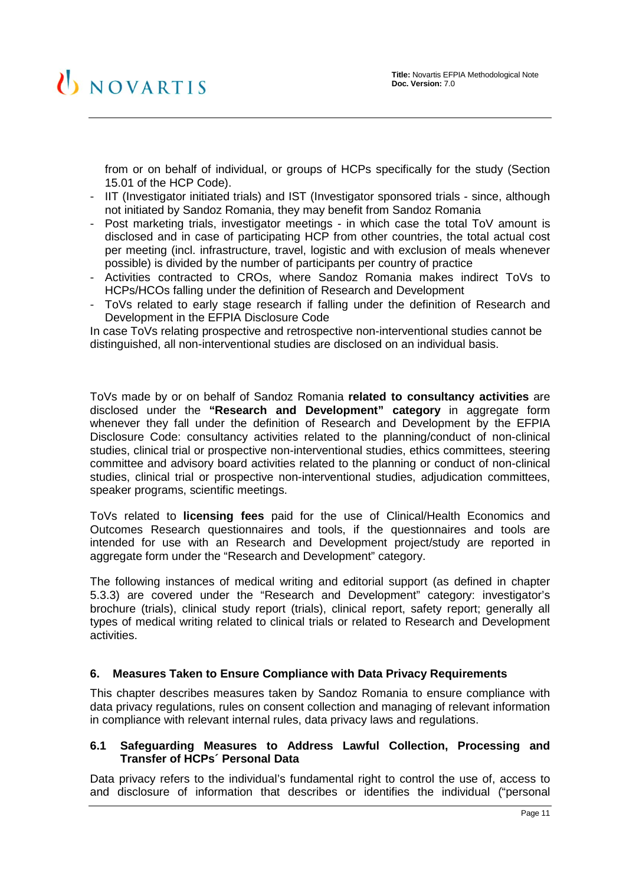from or on behalf of individual, or groups of HCPs specifically for the study (Section 15.01 of the HCP Code).

- IIT (Investigator initiated trials) and IST (Investigator sponsored trials - since, although not initiated by Sandoz Romania, they may benefit from Sandoz Romania
- Post marketing trials, investigator meetings - in which case the total ToV amount is disclosed and in case of participating HCP from other countries, the total actual cost per meeting (incl. infrastructure, travel, logistic and with exclusion of meals whenever possible) is divided by the number of participants per country of practice
- Activities contracted to CROs, where Sandoz Romania makes indirect ToVs to HCPs/HCOs falling under the definition of Research and Development
- ToVs related to early stage research if falling under the definition of Research and Development in the EFPIA Disclosure Code

In case ToVs relating prospective and retrospective non-interventional studies cannot be distinguished, all non-interventional studies are disclosed on an individual basis.

ToVs made by or on behalf of Sandoz Romania **related to consultancy activities** are disclosed under the **"Research and Development" category** in aggregate form whenever they fall under the definition of Research and Development by the EFPIA Disclosure Code: consultancy activities related to the planning/conduct of non-clinical studies, clinical trial or prospective non-interventional studies, ethics committees, steering committee and advisory board activities related to the planning or conduct of non-clinical studies, clinical trial or prospective non-interventional studies, adjudication committees, speaker programs, scientific meetings.

ToVs related to **licensing fees** paid for the use of Clinical/Health Economics and Outcomes Research questionnaires and tools, if the questionnaires and tools are intended for use with an Research and Development project/study are reported in aggregate form under the "Research and Development" category.

The following instances of medical writing and editorial support (as defined in chapter 5.3.3) are covered under the "Research and Development" category: investigator's brochure (trials), clinical study report (trials), clinical report, safety report; generally all types of medical writing related to clinical trials or related to Research and Development activities.

## 6. Measures Taken to Ensure Compliance with Data Privacy Requirements

This chapter describes measures taken by Sandoz Romania to ensure compliance with data privacy regulations, rules on consent collection and managing of relevant information in compliance with relevant internal rules, data privacy laws and regulations.

### 6.1 Safeguarding Measures to Address Lawful Collection, Processing and Transfer of HCPs´ Personal Data

Data privacy refers to the individual's fundamental right to control the use of, access to and disclosure of information that describes or identifies the individual ("personal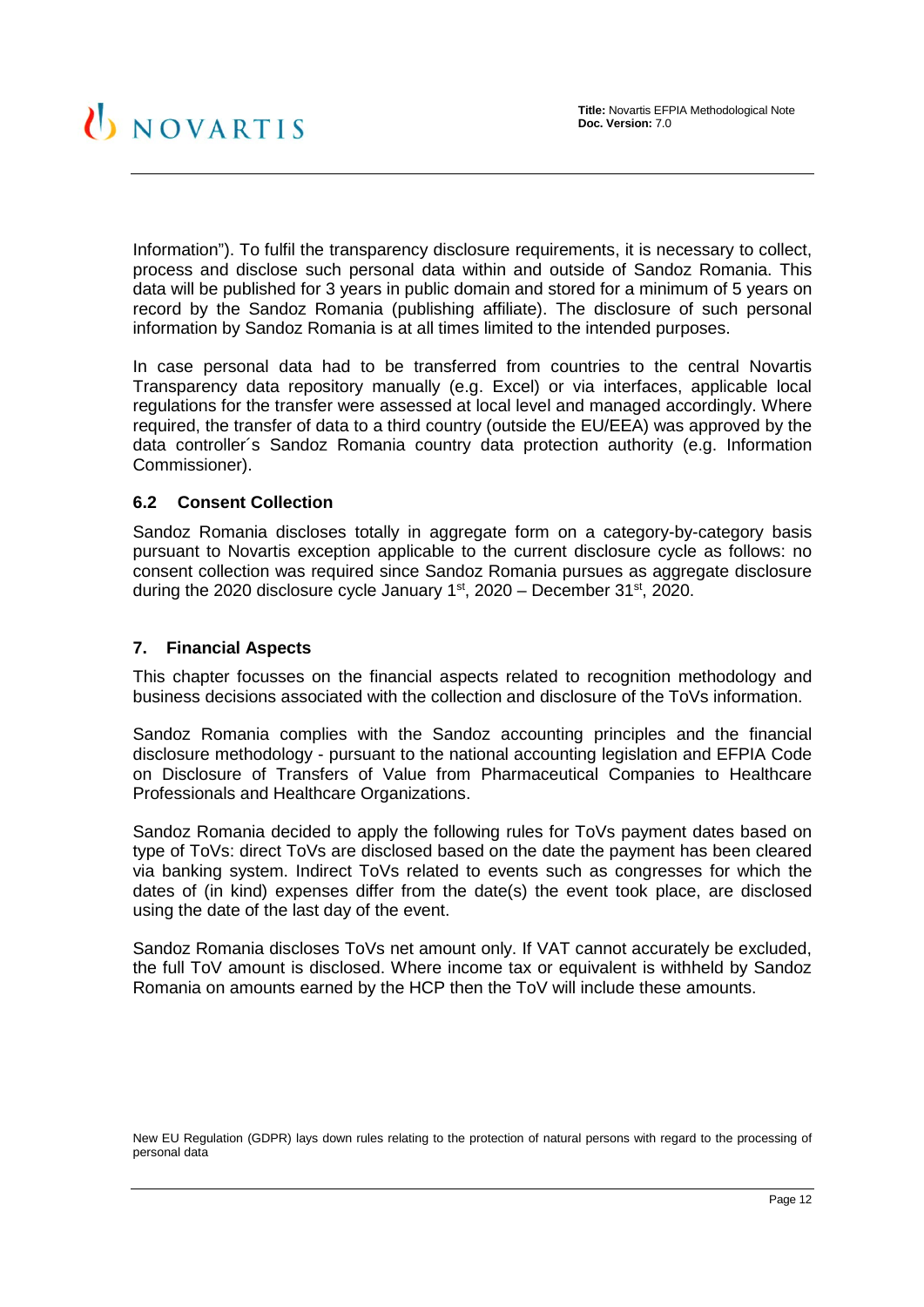Information"). To fulfil the transparency disclosure requirements, it is necessary to collect, process and disclose such personal data within and outside of Sandoz Romania. This data will be published for 3 years in public domain and stored for a minimum of 5 years on record by the Sandoz Romania (publishing affiliate). The disclosure of such personal information by Sandoz Romania is at all times limited to the intended purposes.

In case personal data had to be transferred from countries to the central Novartis Transparency data repository manually (e.g. Excel) or via interfaces, applicable local regulations for the transfer were assessed at local level and managed accordingly. Where required, the transfer of data to a third country (outside the EU/EEA) was approved by the data controller´s Sandoz Romania country data protection authority (e.g. Information Commissioner).

### 6.2 Consent Collection

Sandoz Romania discloses totally in aggregate form on a category-by-category basis pursuant to Novartis exception applicable to the current disclosure cycle as follows: no consent collection was required since Sandoz Romania pursues as aggregate disclosure during the 2020 disclosure cycle January 1st, 2020 – December 31st, 2020.

## 7. Financial Aspects

This chapter focusses on the financial aspects related to recognition methodology and business decisions associated with the collection and disclosure of the ToVs information.

Sandoz Romania complies with the Sandoz accounting principles and the financial disclosure methodology - pursuant to the national accounting legislation and EFPIA Code on Disclosure of Transfers of Value from Pharmaceutical Companies to Healthcare Professionals and Healthcare Organizations.

Sandoz Romania decided to apply the following rules for ToVs payment dates based on type of ToVs: direct ToVs are disclosed based on the date the payment has been cleared via banking system. Indirect ToVs related to events such as congresses for which the dates of (in kind) expenses differ from the date(s) the event took place, are disclosed using the date of the last day of the event.

Sandoz Romania discloses ToVs net amount only. If VAT cannot accurately be excluded, the full ToV amount is disclosed. Where income tax or equivalent is withheld by Sandoz Romania on amounts earned by the HCP then the ToV will include these amounts.

New EU Regulation (GDPR) lays down rules relating to the protection of natural persons with regard to the processing of personal data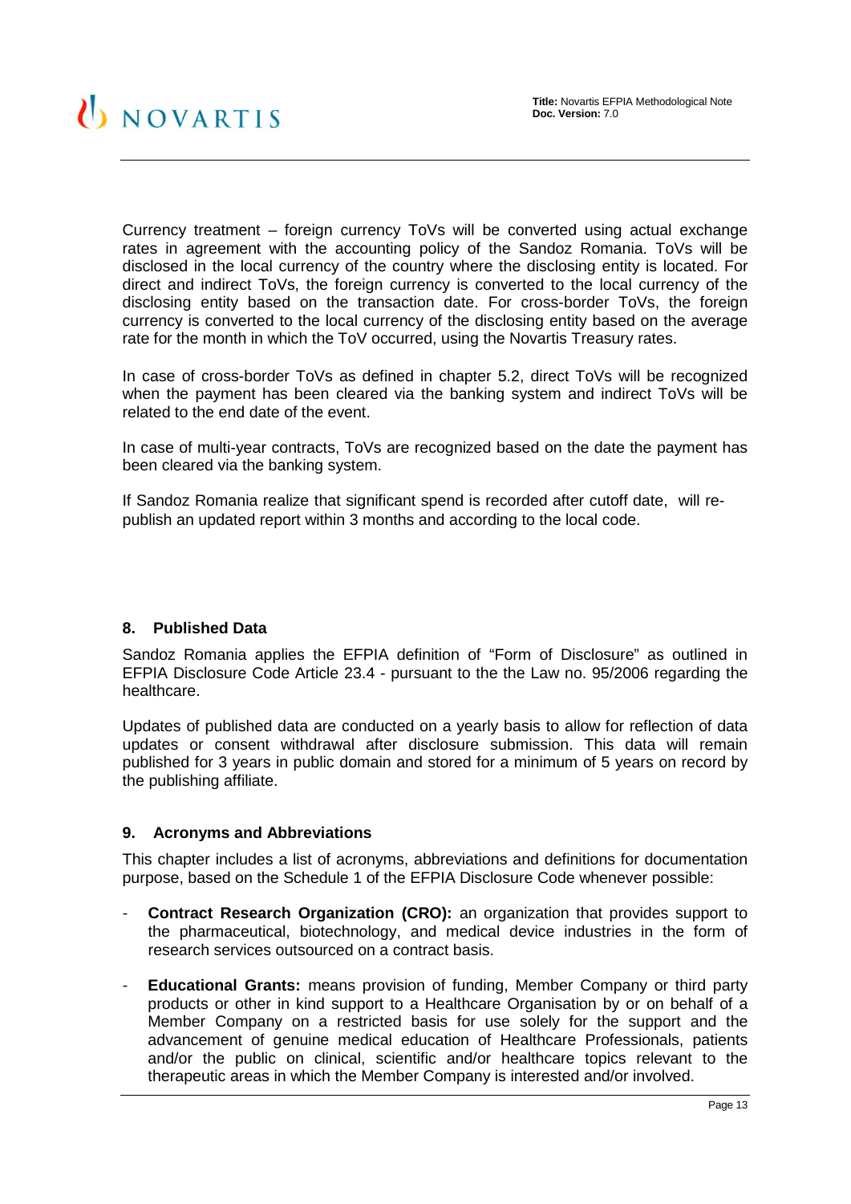Currency treatment – foreign currency ToVs will be converted using actual exchange rates in agreement with the accounting policy of the Sandoz Romania. ToVs will be disclosed in the local currency of the country where the disclosing entity is located. For direct and indirect ToVs, the foreign currency is converted to the local currency of the disclosing entity based on the transaction date. For cross-border ToVs, the foreign currency is converted to the local currency of the disclosing entity based on the average rate for the month in which the ToV occurred, using the Novartis Treasury rates.

In case of cross-border ToVs as defined in chapter 5.2, direct ToVs will be recognized when the payment has been cleared via the banking system and indirect ToVs will be related to the end date of the event.

In case of multi-year contracts, ToVs are recognized based on the date the payment has been cleared via the banking system.

If Sandoz Romania realize that significant spend is recorded after cutoff date, will re-publish an updated report within 3 months and according to the local code.

## 8. Published Data

Sandoz Romania applies the EFPIA definition of "Form of Disclosure" as outlined in EFPIA Disclosure Code Article 23.4 - pursuant to the the Law no. 95/2006 regarding the healthcare.

Updates of published data are conducted on a yearly basis to allow for reflection of data updates or consent withdrawal after disclosure submission. This data will remain published for 3 years in public domain and stored for a minimum of 5 years on record by the publishing affiliate.

## 9. Acronyms and Abbreviations

This chapter includes a list of acronyms, abbreviations and definitions for documentation purpose, based on the Schedule 1 of the EFPIA Disclosure Code whenever possible:

- **Contract Research Organization (CRO):** an organization that provides support to the pharmaceutical, biotechnology, and medical device industries in the form of research services outsourced on a contract basis.
- **Educational Grants:** means provision of funding, Member Company or third party products or other in kind support to a Healthcare Organisation by or on behalf of a Member Company on a restricted basis for use solely for the support and the advancement of genuine medical education of Healthcare Professionals, patients and/or the public on clinical, scientific and/or healthcare topics relevant to the therapeutic areas in which the Member Company is interested and/or involved.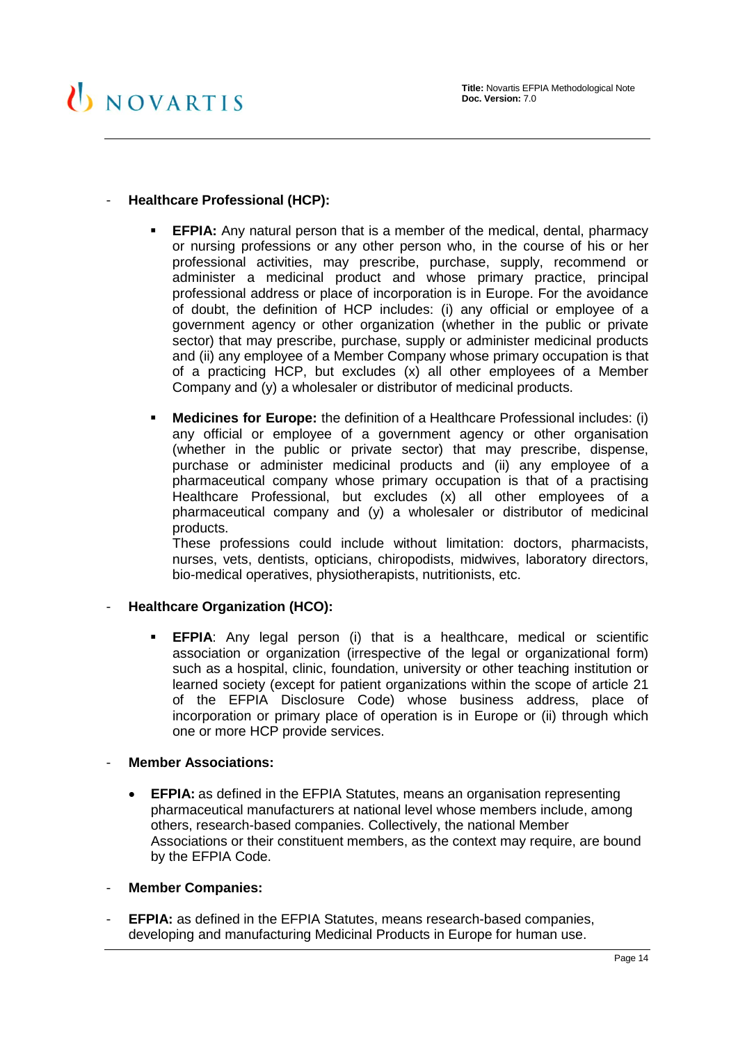- **Healthcare Professional (HCP):**

  - **EFPIA:** Any natural person that is a member of the medical, dental, pharmacy or nursing professions or any other person who, in the course of his or her professional activities, may prescribe, purchase, supply, recommend or administer a medicinal product and whose primary practice, principal professional address or place of incorporation is in Europe. For the avoidance of doubt, the definition of HCP includes: (i) any official or employee of a government agency or other organization (whether in the public or private sector) that may prescribe, purchase, supply or administer medicinal products and (ii) any employee of a Member Company whose primary occupation is that of a practicing HCP, but excludes (x) all other employees of a Member Company and (y) a wholesaler or distributor of medicinal products.

  - **Medicines for Europe:** the definition of a Healthcare Professional includes: (i) any official or employee of a government agency or other organisation (whether in the public or private sector) that may prescribe, dispense, purchase or administer medicinal products and (ii) any employee of a pharmaceutical company whose primary occupation is that of a practising Healthcare Professional, but excludes (x) all other employees of a pharmaceutical company and (y) a wholesaler or distributor of medicinal products.
    These professions could include without limitation: doctors, pharmacists, nurses, vets, dentists, opticians, chiropodists, midwives, laboratory directors, bio-medical operatives, physiotherapists, nutritionists, etc.

- **Healthcare Organization (HCO):**

  - **EFPIA**: Any legal person (i) that is a healthcare, medical or scientific association or organization (irrespective of the legal or organizational form) such as a hospital, clinic, foundation, university or other teaching institution or learned society (except for patient organizations within the scope of article 21 of the EFPIA Disclosure Code) whose business address, place of incorporation or primary place of operation is in Europe or (ii) through which one or more HCP provide services.

- **Member Associations:**

  - **EFPIA:** as defined in the EFPIA Statutes, means an organisation representing pharmaceutical manufacturers at national level whose members include, among others, research-based companies. Collectively, the national Member Associations or their constituent members, as the context may require, are bound by the EFPIA Code.

- **Member Companies:**

- **EFPIA:** as defined in the EFPIA Statutes, means research-based companies, developing and manufacturing Medicinal Products in Europe for human use.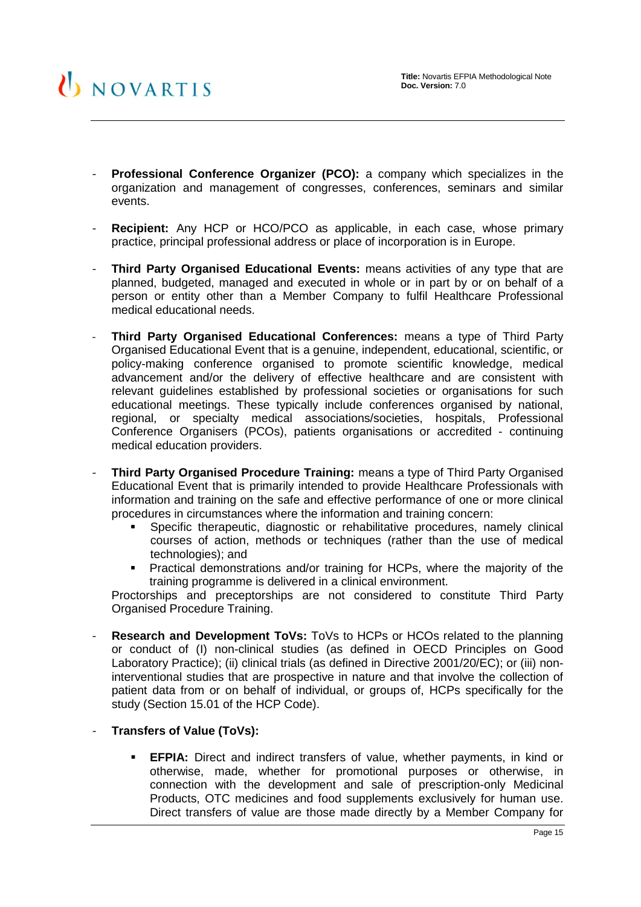- **Professional Conference Organizer (PCO):** a company which specializes in the organization and management of congresses, conferences, seminars and similar events.

- **Recipient:** Any HCP or HCO/PCO as applicable, in each case, whose primary practice, principal professional address or place of incorporation is in Europe.

- **Third Party Organised Educational Events:** means activities of any type that are planned, budgeted, managed and executed in whole or in part by or on behalf of a person or entity other than a Member Company to fulfil Healthcare Professional medical educational needs.

- **Third Party Organised Educational Conferences:** means a type of Third Party Organised Educational Event that is a genuine, independent, educational, scientific, or policy-making conference organised to promote scientific knowledge, medical advancement and/or the delivery of effective healthcare and are consistent with relevant guidelines established by professional societies or organisations for such educational meetings. These typically include conferences organised by national, regional, or specialty medical associations/societies, hospitals, Professional Conference Organisers (PCOs), patients organisations or accredited - continuing medical education providers.

- **Third Party Organised Procedure Training:** means a type of Third Party Organised Educational Event that is primarily intended to provide Healthcare Professionals with information and training on the safe and effective performance of one or more clinical procedures in circumstances where the information and training concern:
  - Specific therapeutic, diagnostic or rehabilitative procedures, namely clinical courses of action, methods or techniques (rather than the use of medical technologies); and
  - Practical demonstrations and/or training for HCPs, where the majority of the training programme is delivered in a clinical environment.

  Proctorships and preceptorships are not considered to constitute Third Party Organised Procedure Training.

- **Research and Development ToVs:** ToVs to HCPs or HCOs related to the planning or conduct of (I) non-clinical studies (as defined in OECD Principles on Good Laboratory Practice); (ii) clinical trials (as defined in Directive 2001/20/EC); or (iii) non-interventional studies that are prospective in nature and that involve the collection of patient data from or on behalf of individual, or groups of, HCPs specifically for the study (Section 15.01 of the HCP Code).

- **Transfers of Value (ToVs):**
  - **EFPIA:** Direct and indirect transfers of value, whether payments, in kind or otherwise, made, whether for promotional purposes or otherwise, in connection with the development and sale of prescription-only Medicinal Products, OTC medicines and food supplements exclusively for human use. Direct transfers of value are those made directly by a Member Company for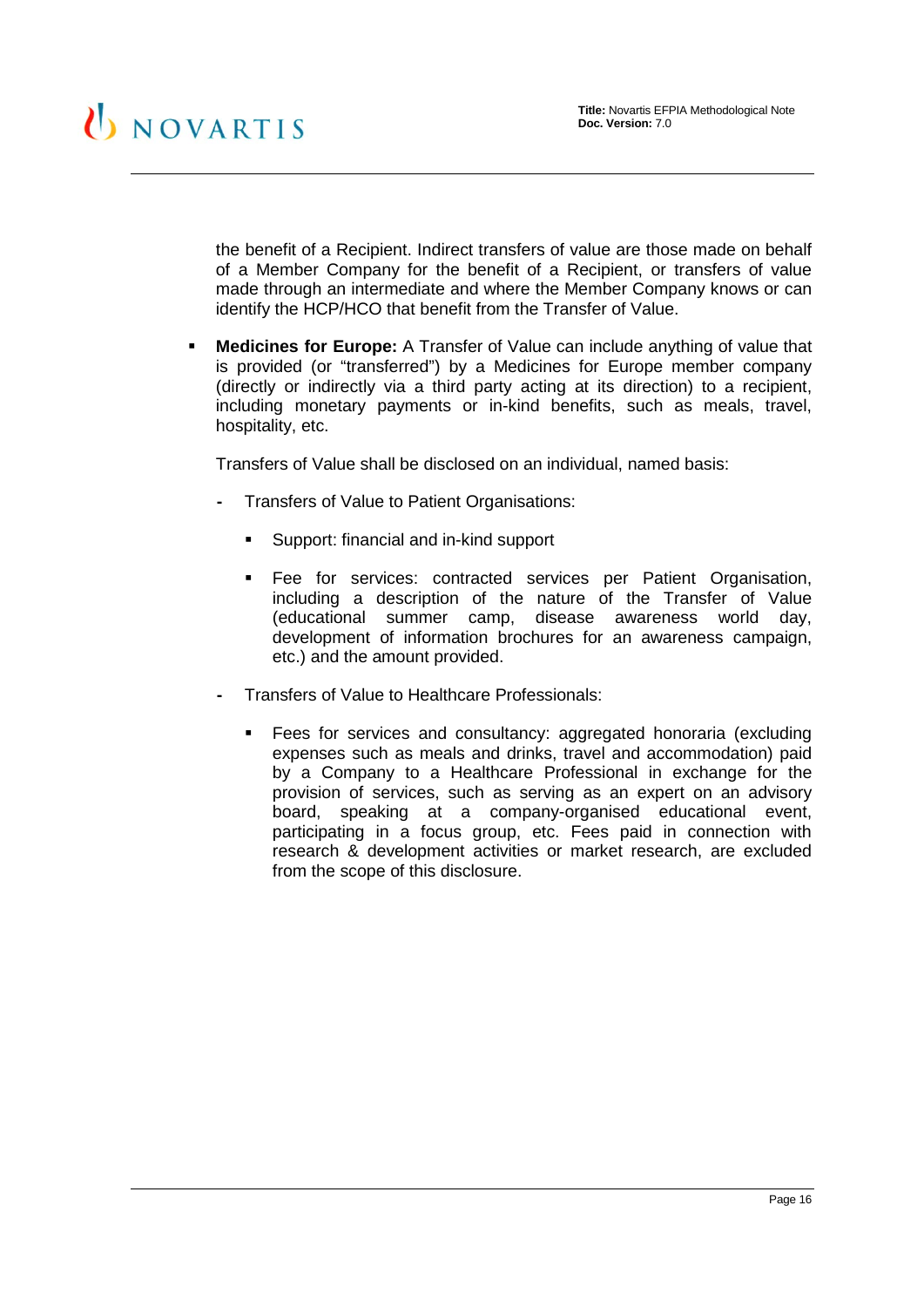the benefit of a Recipient. Indirect transfers of value are those made on behalf of a Member Company for the benefit of a Recipient, or transfers of value made through an intermediate and where the Member Company knows or can identify the HCP/HCO that benefit from the Transfer of Value.

- **Medicines for Europe:** A Transfer of Value can include anything of value that is provided (or "transferred") by a Medicines for Europe member company (directly or indirectly via a third party acting at its direction) to a recipient, including monetary payments or in-kind benefits, such as meals, travel, hospitality, etc.

  Transfers of Value shall be disclosed on an individual, named basis:

  - Transfers of Value to Patient Organisations:

    - Support: financial and in-kind support
    - Fee for services: contracted services per Patient Organisation, including a description of the nature of the Transfer of Value (educational summer camp, disease awareness world day, development of information brochures for an awareness campaign, etc.) and the amount provided.

  - Transfers of Value to Healthcare Professionals:

    - Fees for services and consultancy: aggregated honoraria (excluding expenses such as meals and drinks, travel and accommodation) paid by a Company to a Healthcare Professional in exchange for the provision of services, such as serving as an expert on an advisory board, speaking at a company-organised educational event, participating in a focus group, etc. Fees paid in connection with research & development activities or market research, are excluded from the scope of this disclosure.